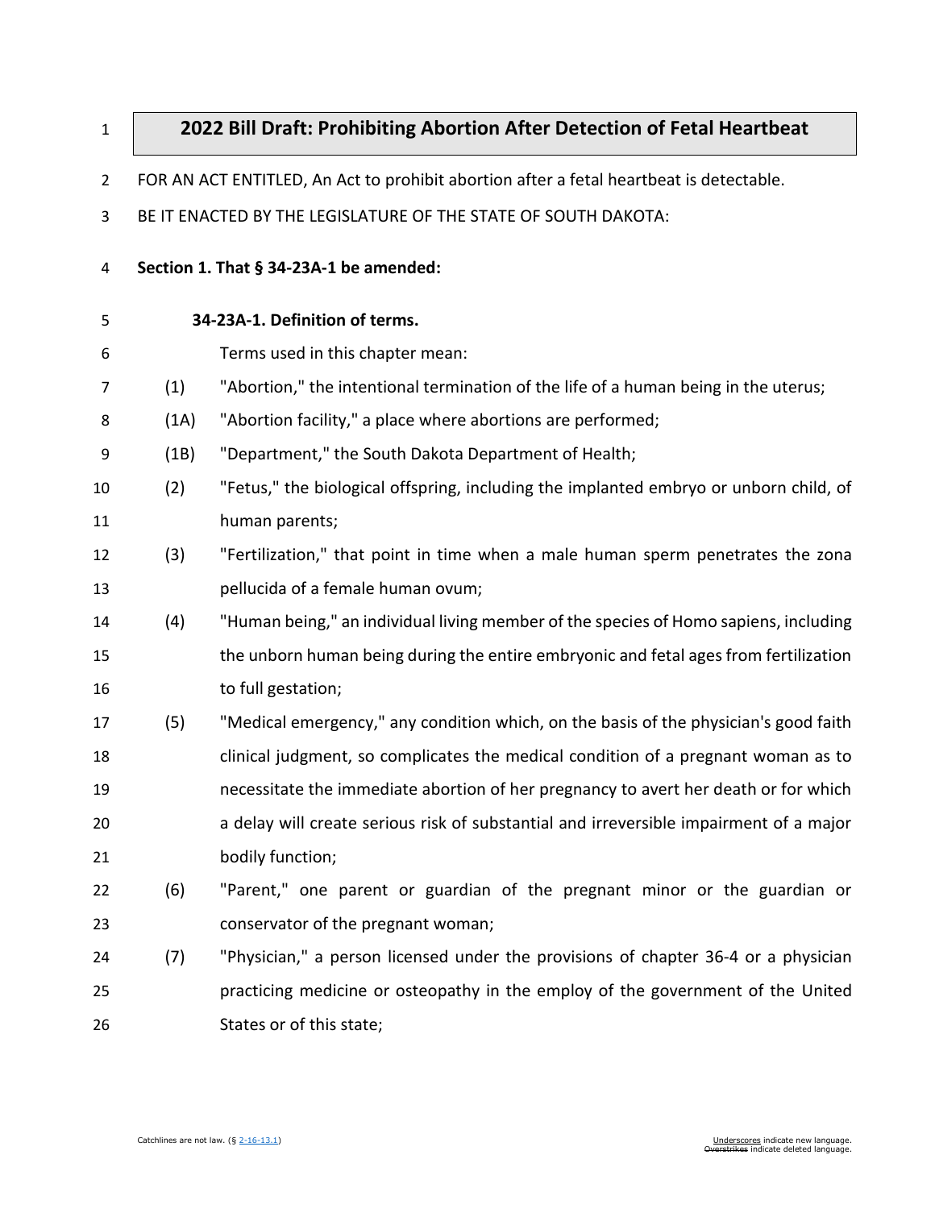# 2022 Bill Draft: Prohibiting Abortion After Detection of Fetal Heartbeat

FOR AN ACT ENTITLED, An Act to prohibit abortion after a fetal heartbeat is detectable.

BE IT ENACTED BY THE LEGISLATURE OF THE STATE OF SOUTH DAKOTA:

**Section 1. That § 34-23A-1 be amended:**

**34-23A-1. Definition of terms.**

Terms used in this chapter mean:

(1) "Abortion," the intentional termination of the life of a human being in the uterus;

(1A) "Abortion facility," a place where abortions are performed;

(1B) "Department," the South Dakota Department of Health;

(2) "Fetus," the biological offspring, including the implanted embryo or unborn child, of human parents;

(3) "Fertilization," that point in time when a male human sperm penetrates the zona pellucida of a female human ovum;

(4) "Human being," an individual living member of the species of Homo sapiens, including the unborn human being during the entire embryonic and fetal ages from fertilization to full gestation;

(5) "Medical emergency," any condition which, on the basis of the physician's good faith clinical judgment, so complicates the medical condition of a pregnant woman as to necessitate the immediate abortion of her pregnancy to avert her death or for which a delay will create serious risk of substantial and irreversible impairment of a major bodily function;

(6) "Parent," one parent or guardian of the pregnant minor or the guardian or conservator of the pregnant woman;

(7) "Physician," a person licensed under the provisions of chapter 36-4 or a physician practicing medicine or osteopathy in the employ of the government of the United States or of this state;

Catchlines are not law. (§ 2-16-13.1)

Underscores indicate new language. Overstrikes indicate deleted language.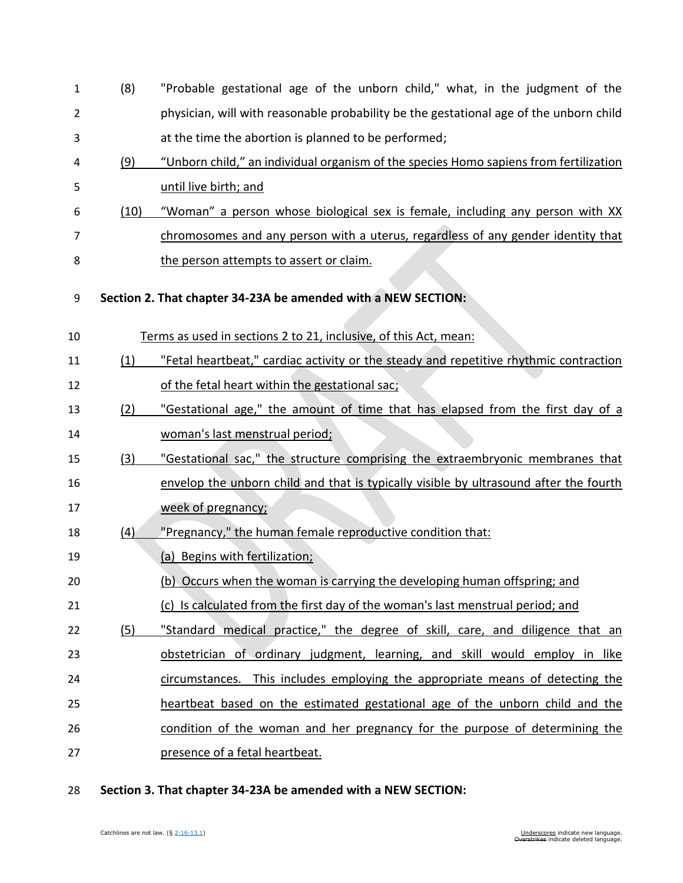(8) "Probable gestational age of the unborn child," what, in the judgment of the physician, will with reasonable probability be the gestational age of the unborn child at the time the abortion is planned to be performed;

(9) "Unborn child," an individual organism of the species Homo sapiens from fertilization until live birth; and

(10) "Woman" a person whose biological sex is female, including any person with XX chromosomes and any person with a uterus, regardless of any gender identity that the person attempts to assert or claim.

**Section 2. That chapter 34-23A be amended with a NEW SECTION:**

Terms as used in sections 2 to 21, inclusive, of this Act, mean:

(1) "Fetal heartbeat," cardiac activity or the steady and repetitive rhythmic contraction of the fetal heart within the gestational sac;

(2) "Gestational age," the amount of time that has elapsed from the first day of a woman's last menstrual period;

(3) "Gestational sac," the structure comprising the extraembryonic membranes that envelop the unborn child and that is typically visible by ultrasound after the fourth week of pregnancy;

(4) "Pregnancy," the human female reproductive condition that:

(a) Begins with fertilization;

(b) Occurs when the woman is carrying the developing human offspring; and

(c) Is calculated from the first day of the woman's last menstrual period; and

(5) "Standard medical practice," the degree of skill, care, and diligence that an obstetrician of ordinary judgment, learning, and skill would employ in like circumstances. This includes employing the appropriate means of detecting the heartbeat based on the estimated gestational age of the unborn child and the condition of the woman and her pregnancy for the purpose of determining the presence of a fetal heartbeat.

**Section 3. That chapter 34-23A be amended with a NEW SECTION:**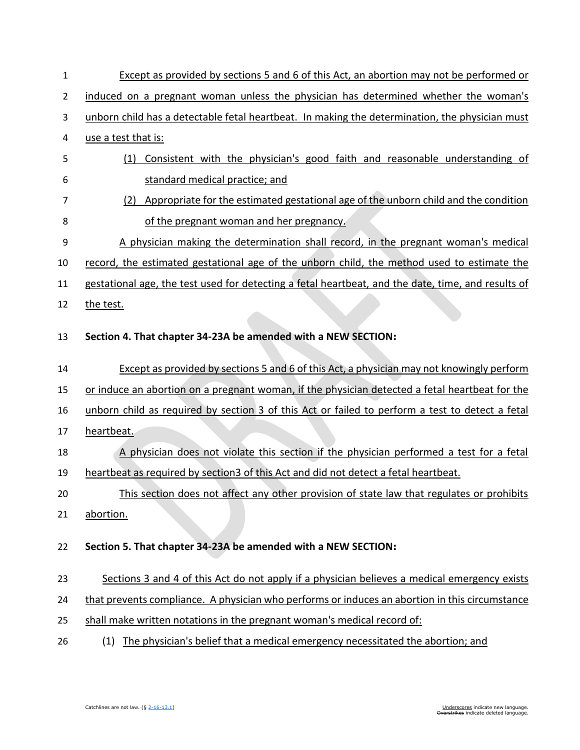Except as provided by sections 5 and 6 of this Act, an abortion may not be performed or induced on a pregnant woman unless the physician has determined whether the woman's unborn child has a detectable fetal heartbeat. In making the determination, the physician must use a test that is:

(1) Consistent with the physician's good faith and reasonable understanding of standard medical practice; and

(2) Appropriate for the estimated gestational age of the unborn child and the condition of the pregnant woman and her pregnancy.

A physician making the determination shall record, in the pregnant woman's medical record, the estimated gestational age of the unborn child, the method used to estimate the gestational age, the test used for detecting a fetal heartbeat, and the date, time, and results of the test.

**Section 4. That chapter 34-23A be amended with a NEW SECTION:**

Except as provided by sections 5 and 6 of this Act, a physician may not knowingly perform or induce an abortion on a pregnant woman, if the physician detected a fetal heartbeat for the unborn child as required by section 3 of this Act or failed to perform a test to detect a fetal heartbeat.

A physician does not violate this section if the physician performed a test for a fetal heartbeat as required by section3 of this Act and did not detect a fetal heartbeat.

This section does not affect any other provision of state law that regulates or prohibits abortion.

**Section 5. That chapter 34-23A be amended with a NEW SECTION:**

Sections 3 and 4 of this Act do not apply if a physician believes a medical emergency exists that prevents compliance. A physician who performs or induces an abortion in this circumstance shall make written notations in the pregnant woman's medical record of:

(1) The physician's belief that a medical emergency necessitated the abortion; and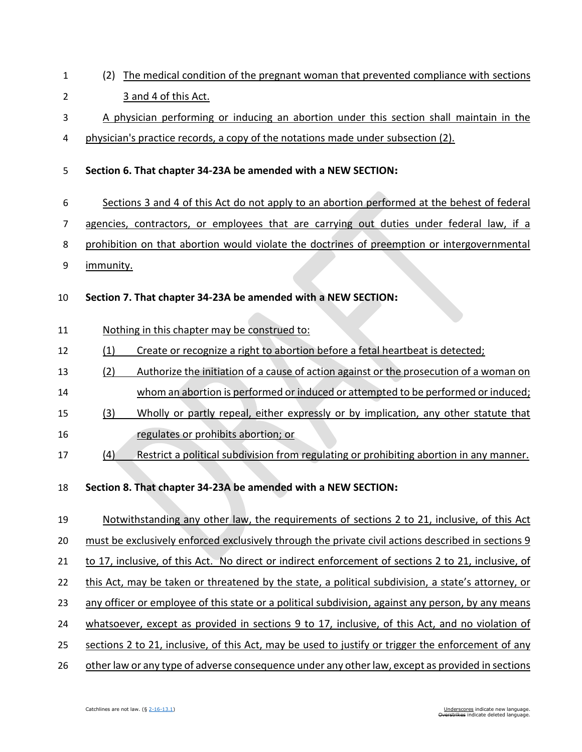(2) The medical condition of the pregnant woman that prevented compliance with sections 3 and 4 of this Act.

A physician performing or inducing an abortion under this section shall maintain in the physician's practice records, a copy of the notations made under subsection (2).

**Section 6. That chapter 34-23A be amended with a NEW SECTION:**

Sections 3 and 4 of this Act do not apply to an abortion performed at the behest of federal agencies, contractors, or employees that are carrying out duties under federal law, if a prohibition on that abortion would violate the doctrines of preemption or intergovernmental immunity.

**Section 7. That chapter 34-23A be amended with a NEW SECTION:**

Nothing in this chapter may be construed to:

(1) Create or recognize a right to abortion before a fetal heartbeat is detected;

(2) Authorize the initiation of a cause of action against or the prosecution of a woman on whom an abortion is performed or induced or attempted to be performed or induced;

(3) Wholly or partly repeal, either expressly or by implication, any other statute that regulates or prohibits abortion; or

(4) Restrict a political subdivision from regulating or prohibiting abortion in any manner.

**Section 8. That chapter 34-23A be amended with a NEW SECTION:**

Notwithstanding any other law, the requirements of sections 2 to 21, inclusive, of this Act must be exclusively enforced exclusively through the private civil actions described in sections 9 to 17, inclusive, of this Act. No direct or indirect enforcement of sections 2 to 21, inclusive, of this Act, may be taken or threatened by the state, a political subdivision, a state's attorney, or any officer or employee of this state or a political subdivision, against any person, by any means whatsoever, except as provided in sections 9 to 17, inclusive, of this Act, and no violation of sections 2 to 21, inclusive, of this Act, may be used to justify or trigger the enforcement of any other law or any type of adverse consequence under any other law, except as provided in sections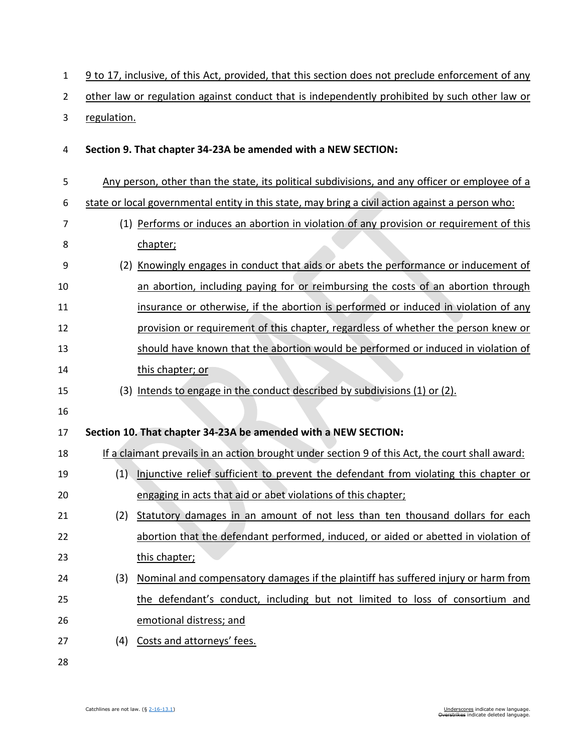9 to 17, inclusive, of this Act, provided, that this section does not preclude enforcement of any other law or regulation against conduct that is independently prohibited by such other law or regulation.

**Section 9. That chapter 34-23A be amended with a NEW SECTION:**

Any person, other than the state, its political subdivisions, and any officer or employee of a state or local governmental entity in this state, may bring a civil action against a person who:

(1) Performs or induces an abortion in violation of any provision or requirement of this chapter;

(2) Knowingly engages in conduct that aids or abets the performance or inducement of an abortion, including paying for or reimbursing the costs of an abortion through insurance or otherwise, if the abortion is performed or induced in violation of any provision or requirement of this chapter, regardless of whether the person knew or should have known that the abortion would be performed or induced in violation of this chapter; or

(3) Intends to engage in the conduct described by subdivisions (1) or (2).

**Section 10. That chapter 34-23A be amended with a NEW SECTION:**

If a claimant prevails in an action brought under section 9 of this Act, the court shall award:

(1) Injunctive relief sufficient to prevent the defendant from violating this chapter or engaging in acts that aid or abet violations of this chapter;

(2) Statutory damages in an amount of not less than ten thousand dollars for each abortion that the defendant performed, induced, or aided or abetted in violation of this chapter;

(3) Nominal and compensatory damages if the plaintiff has suffered injury or harm from the defendant's conduct, including but not limited to loss of consortium and emotional distress; and

(4) Costs and attorneys' fees.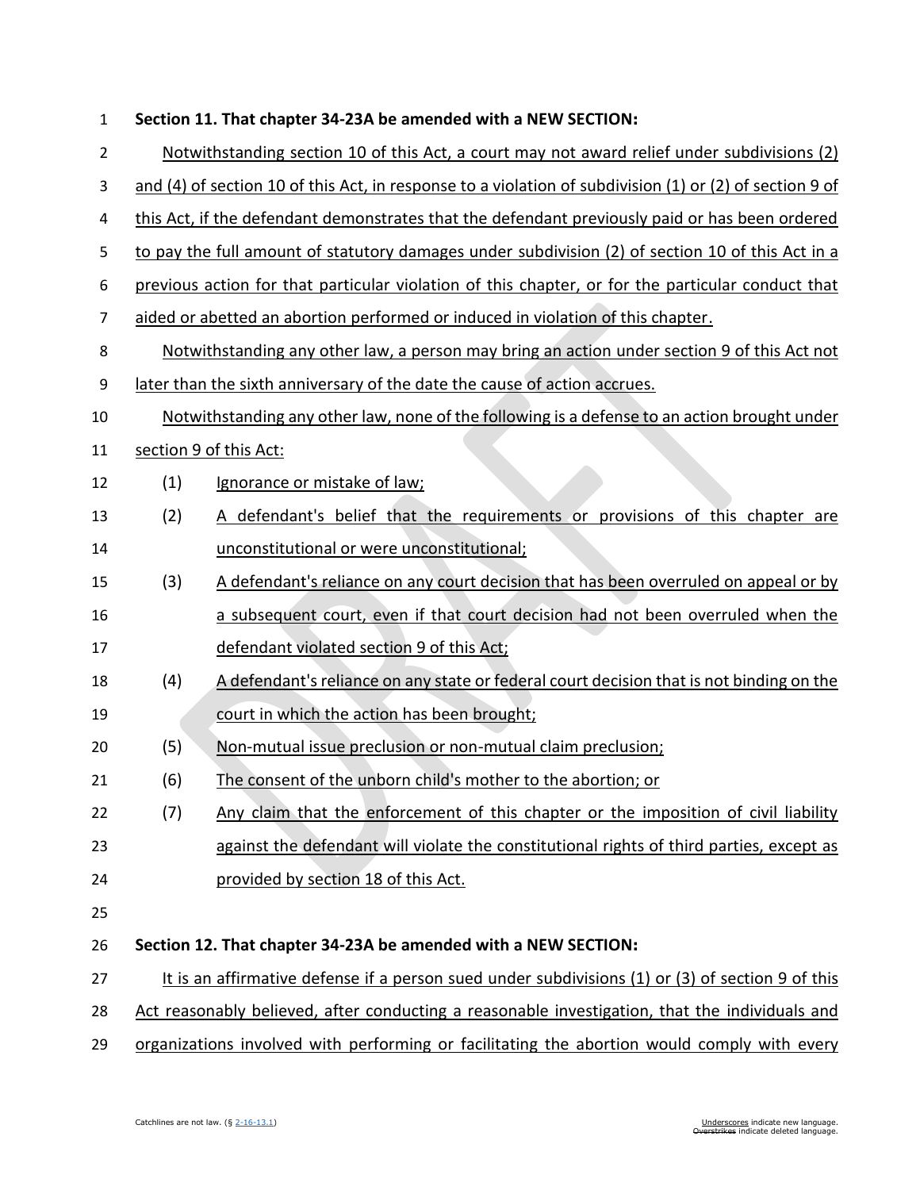**Section 11. That chapter 34-23A be amended with a NEW SECTION:**

Notwithstanding section 10 of this Act, a court may not award relief under subdivisions (2) and (4) of section 10 of this Act, in response to a violation of subdivision (1) or (2) of section 9 of this Act, if the defendant demonstrates that the defendant previously paid or has been ordered to pay the full amount of statutory damages under subdivision (2) of section 10 of this Act in a previous action for that particular violation of this chapter, or for the particular conduct that aided or abetted an abortion performed or induced in violation of this chapter.

Notwithstanding any other law, a person may bring an action under section 9 of this Act not later than the sixth anniversary of the date the cause of action accrues.

Notwithstanding any other law, none of the following is a defense to an action brought under section 9 of this Act:

(1) Ignorance or mistake of law;

(2) A defendant's belief that the requirements or provisions of this chapter are unconstitutional or were unconstitutional;

(3) A defendant's reliance on any court decision that has been overruled on appeal or by a subsequent court, even if that court decision had not been overruled when the defendant violated section 9 of this Act;

(4) A defendant's reliance on any state or federal court decision that is not binding on the court in which the action has been brought;

(5) Non-mutual issue preclusion or non-mutual claim preclusion;

(6) The consent of the unborn child's mother to the abortion; or

(7) Any claim that the enforcement of this chapter or the imposition of civil liability against the defendant will violate the constitutional rights of third parties, except as provided by section 18 of this Act.

**Section 12. That chapter 34-23A be amended with a NEW SECTION:**

It is an affirmative defense if a person sued under subdivisions (1) or (3) of section 9 of this Act reasonably believed, after conducting a reasonable investigation, that the individuals and organizations involved with performing or facilitating the abortion would comply with every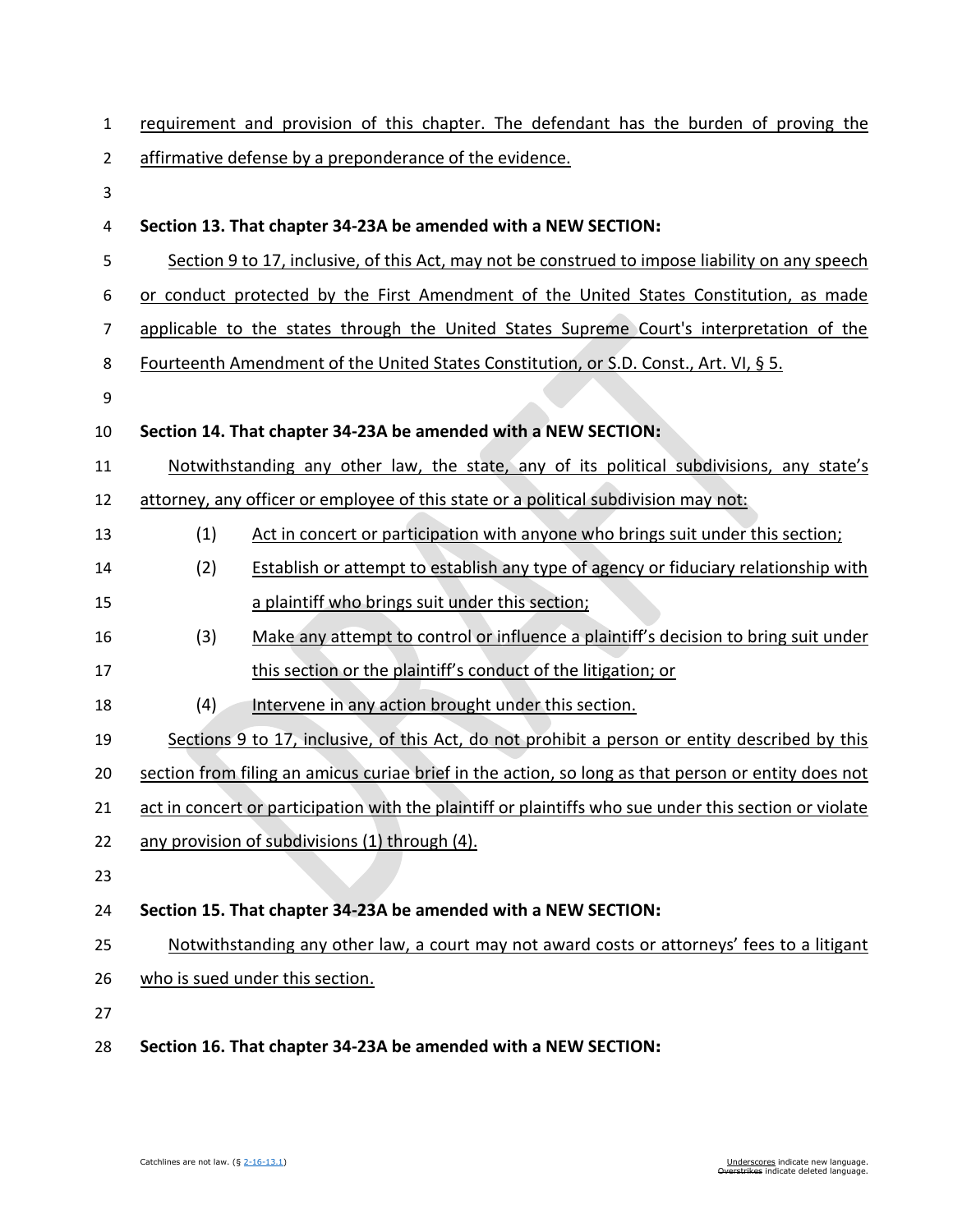requirement and provision of this chapter. The defendant has the burden of proving the affirmative defense by a preponderance of the evidence.

**Section 13. That chapter 34-23A be amended with a NEW SECTION:**

Section 9 to 17, inclusive, of this Act, may not be construed to impose liability on any speech or conduct protected by the First Amendment of the United States Constitution, as made applicable to the states through the United States Supreme Court's interpretation of the Fourteenth Amendment of the United States Constitution, or S.D. Const., Art. VI, § 5.

**Section 14. That chapter 34-23A be amended with a NEW SECTION:**

Notwithstanding any other law, the state, any of its political subdivisions, any state's attorney, any officer or employee of this state or a political subdivision may not:

(1) Act in concert or participation with anyone who brings suit under this section;

(2) Establish or attempt to establish any type of agency or fiduciary relationship with a plaintiff who brings suit under this section;

(3) Make any attempt to control or influence a plaintiff's decision to bring suit under this section or the plaintiff's conduct of the litigation; or

(4) Intervene in any action brought under this section.

Sections 9 to 17, inclusive, of this Act, do not prohibit a person or entity described by this section from filing an amicus curiae brief in the action, so long as that person or entity does not act in concert or participation with the plaintiff or plaintiffs who sue under this section or violate any provision of subdivisions (1) through (4).

**Section 15. That chapter 34-23A be amended with a NEW SECTION:**

Notwithstanding any other law, a court may not award costs or attorneys' fees to a litigant who is sued under this section.

**Section 16. That chapter 34-23A be amended with a NEW SECTION:**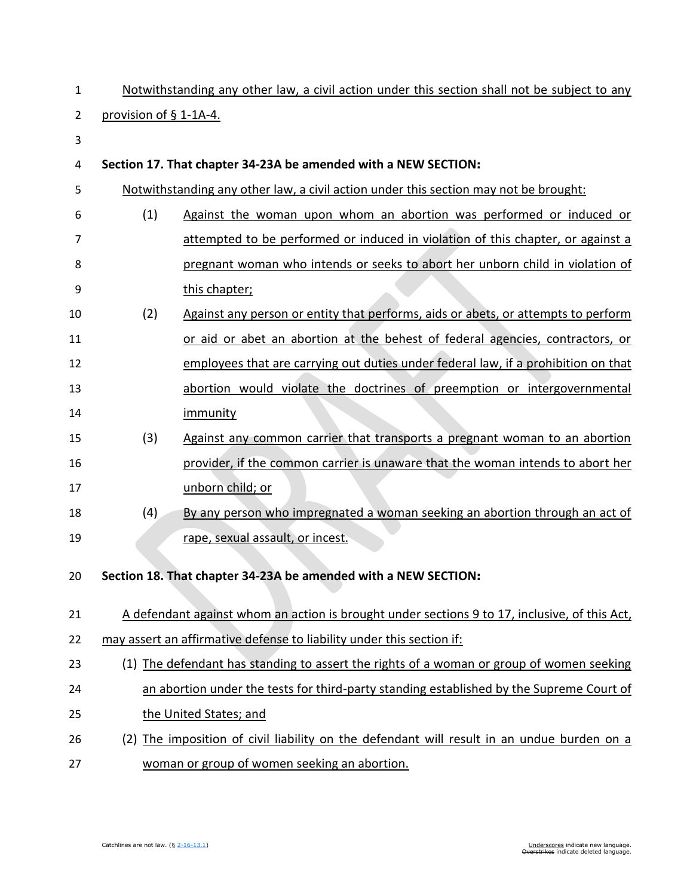Notwithstanding any other law, a civil action under this section shall not be subject to any provision of § 1-1A-4.

**Section 17. That chapter 34-23A be amended with a NEW SECTION:**

Notwithstanding any other law, a civil action under this section may not be brought:

(1) Against the woman upon whom an abortion was performed or induced or attempted to be performed or induced in violation of this chapter, or against a pregnant woman who intends or seeks to abort her unborn child in violation of this chapter;

(2) Against any person or entity that performs, aids or abets, or attempts to perform or aid or abet an abortion at the behest of federal agencies, contractors, or employees that are carrying out duties under federal law, if a prohibition on that abortion would violate the doctrines of preemption or intergovernmental immunity

(3) Against any common carrier that transports a pregnant woman to an abortion provider, if the common carrier is unaware that the woman intends to abort her unborn child; or

(4) By any person who impregnated a woman seeking an abortion through an act of rape, sexual assault, or incest.

**Section 18. That chapter 34-23A be amended with a NEW SECTION:**

A defendant against whom an action is brought under sections 9 to 17, inclusive, of this Act, may assert an affirmative defense to liability under this section if:

(1) The defendant has standing to assert the rights of a woman or group of women seeking an abortion under the tests for third-party standing established by the Supreme Court of the United States; and

(2) The imposition of civil liability on the defendant will result in an undue burden on a woman or group of women seeking an abortion.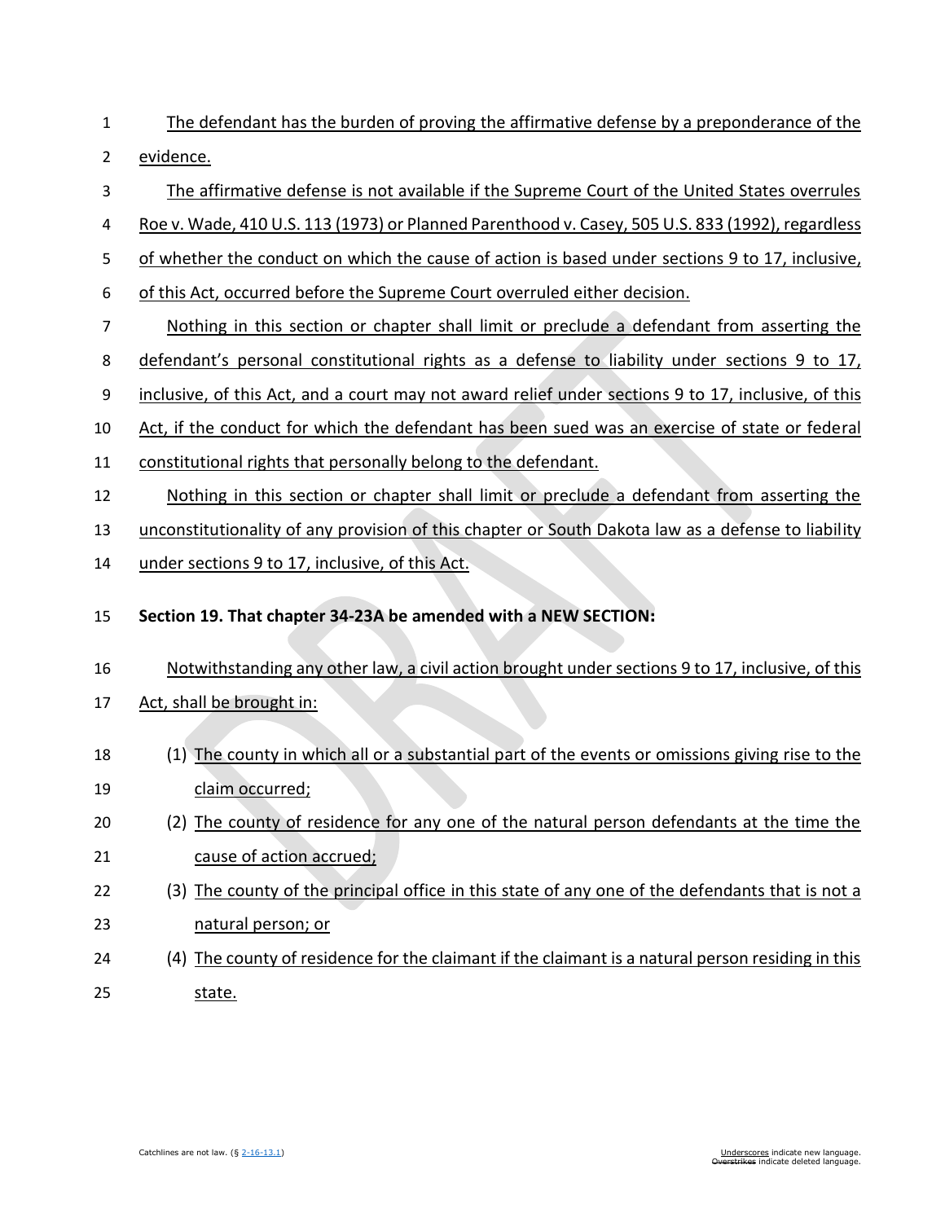The defendant has the burden of proving the affirmative defense by a preponderance of the evidence.

The affirmative defense is not available if the Supreme Court of the United States overrules Roe v. Wade, 410 U.S. 113 (1973) or Planned Parenthood v. Casey, 505 U.S. 833 (1992), regardless of whether the conduct on which the cause of action is based under sections 9 to 17, inclusive, of this Act, occurred before the Supreme Court overruled either decision.

Nothing in this section or chapter shall limit or preclude a defendant from asserting the defendant's personal constitutional rights as a defense to liability under sections 9 to 17, inclusive, of this Act, and a court may not award relief under sections 9 to 17, inclusive, of this Act, if the conduct for which the defendant has been sued was an exercise of state or federal constitutional rights that personally belong to the defendant.

Nothing in this section or chapter shall limit or preclude a defendant from asserting the unconstitutionality of any provision of this chapter or South Dakota law as a defense to liability under sections 9 to 17, inclusive, of this Act.

**Section 19. That chapter 34-23A be amended with a NEW SECTION:**

Notwithstanding any other law, a civil action brought under sections 9 to 17, inclusive, of this Act, shall be brought in:

(1) The county in which all or a substantial part of the events or omissions giving rise to the claim occurred;
(2) The county of residence for any one of the natural person defendants at the time the cause of action accrued;
(3) The county of the principal office in this state of any one of the defendants that is not a natural person; or
(4) The county of residence for the claimant if the claimant is a natural person residing in this state.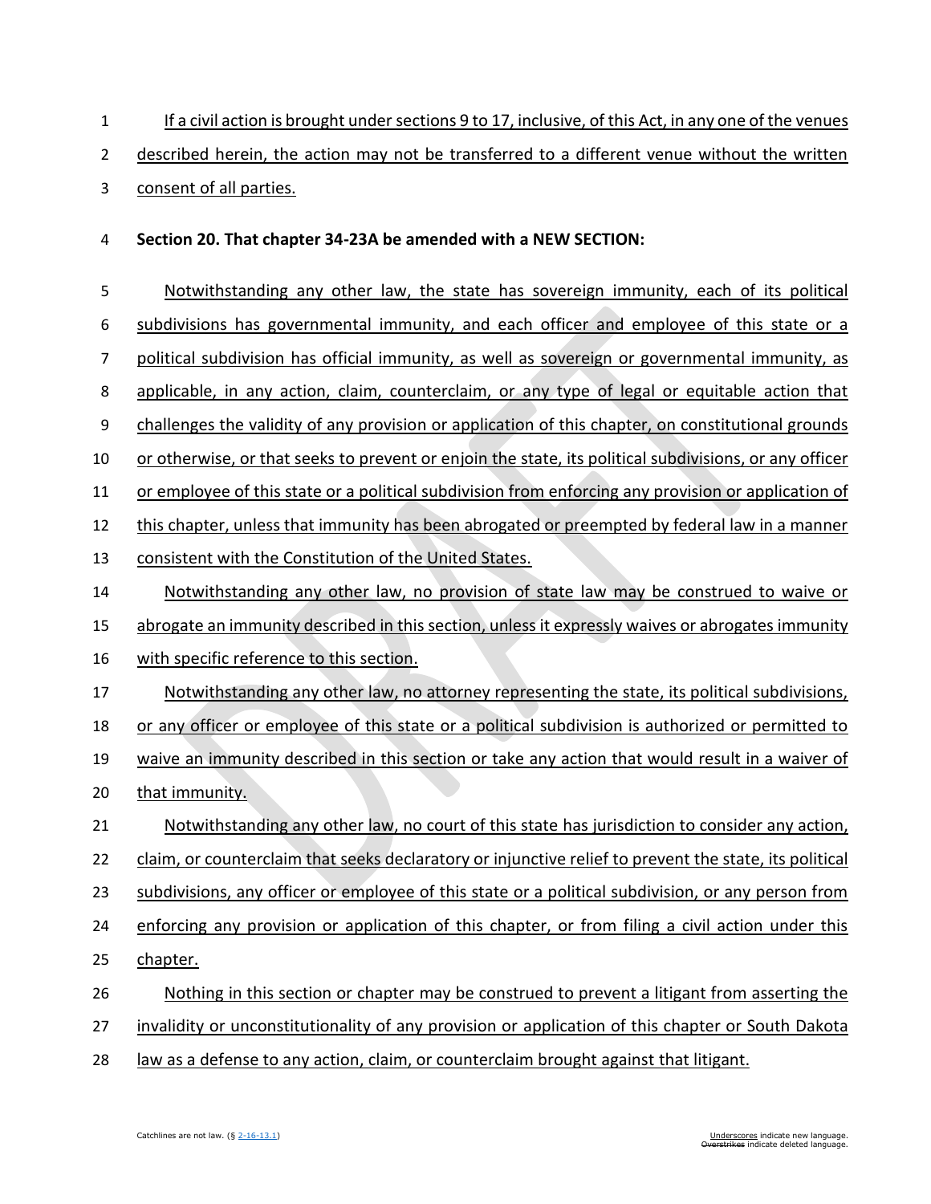If a civil action is brought under sections 9 to 17, inclusive, of this Act, in any one of the venues described herein, the action may not be transferred to a different venue without the written consent of all parties.

**Section 20. That chapter 34-23A be amended with a NEW SECTION:**

Notwithstanding any other law, the state has sovereign immunity, each of its political subdivisions has governmental immunity, and each officer and employee of this state or a political subdivision has official immunity, as well as sovereign or governmental immunity, as applicable, in any action, claim, counterclaim, or any type of legal or equitable action that challenges the validity of any provision or application of this chapter, on constitutional grounds or otherwise, or that seeks to prevent or enjoin the state, its political subdivisions, or any officer or employee of this state or a political subdivision from enforcing any provision or application of this chapter, unless that immunity has been abrogated or preempted by federal law in a manner consistent with the Constitution of the United States.

Notwithstanding any other law, no provision of state law may be construed to waive or abrogate an immunity described in this section, unless it expressly waives or abrogates immunity with specific reference to this section.

Notwithstanding any other law, no attorney representing the state, its political subdivisions, or any officer or employee of this state or a political subdivision is authorized or permitted to waive an immunity described in this section or take any action that would result in a waiver of that immunity.

Notwithstanding any other law, no court of this state has jurisdiction to consider any action, claim, or counterclaim that seeks declaratory or injunctive relief to prevent the state, its political subdivisions, any officer or employee of this state or a political subdivision, or any person from enforcing any provision or application of this chapter, or from filing a civil action under this chapter.

Nothing in this section or chapter may be construed to prevent a litigant from asserting the invalidity or unconstitutionality of any provision or application of this chapter or South Dakota law as a defense to any action, claim, or counterclaim brought against that litigant.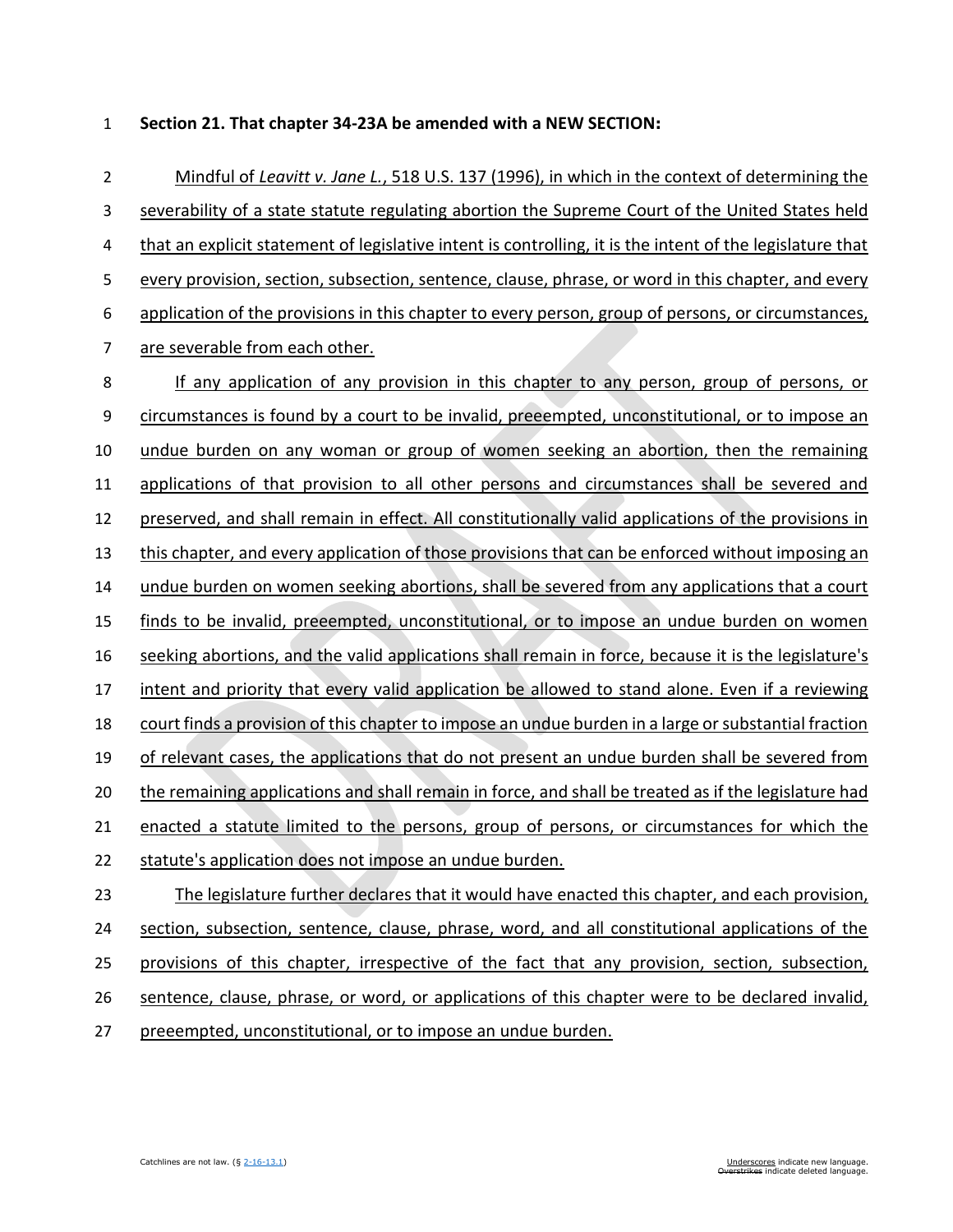**Section 21. That chapter 34-23A be amended with a NEW SECTION:**

Mindful of *Leavitt v. Jane L.*, 518 U.S. 137 (1996), in which in the context of determining the severability of a state statute regulating abortion the Supreme Court of the United States held that an explicit statement of legislative intent is controlling, it is the intent of the legislature that every provision, section, subsection, sentence, clause, phrase, or word in this chapter, and every application of the provisions in this chapter to every person, group of persons, or circumstances, are severable from each other.

If any application of any provision in this chapter to any person, group of persons, or circumstances is found by a court to be invalid, preeempted, unconstitutional, or to impose an undue burden on any woman or group of women seeking an abortion, then the remaining applications of that provision to all other persons and circumstances shall be severed and preserved, and shall remain in effect. All constitutionally valid applications of the provisions in this chapter, and every application of those provisions that can be enforced without imposing an undue burden on women seeking abortions, shall be severed from any applications that a court finds to be invalid, preeempted, unconstitutional, or to impose an undue burden on women seeking abortions, and the valid applications shall remain in force, because it is the legislature's intent and priority that every valid application be allowed to stand alone. Even if a reviewing court finds a provision of this chapter to impose an undue burden in a large or substantial fraction of relevant cases, the applications that do not present an undue burden shall be severed from the remaining applications and shall remain in force, and shall be treated as if the legislature had enacted a statute limited to the persons, group of persons, or circumstances for which the statute's application does not impose an undue burden.

The legislature further declares that it would have enacted this chapter, and each provision, section, subsection, sentence, clause, phrase, word, and all constitutional applications of the provisions of this chapter, irrespective of the fact that any provision, section, subsection, sentence, clause, phrase, or word, or applications of this chapter were to be declared invalid, preeempted, unconstitutional, or to impose an undue burden.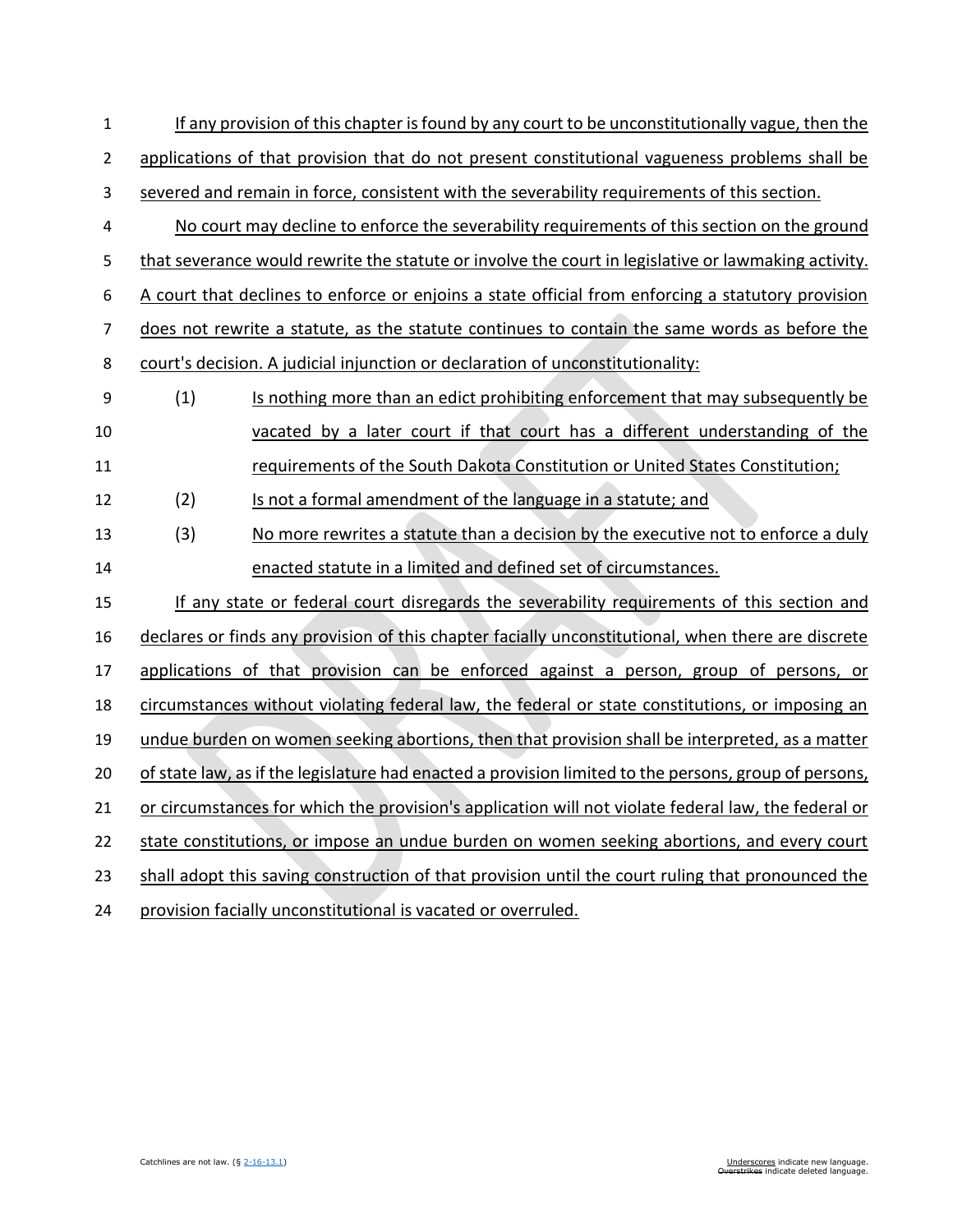If any provision of this chapter is found by any court to be unconstitutionally vague, then the applications of that provision that do not present constitutional vagueness problems shall be severed and remain in force, consistent with the severability requirements of this section.

No court may decline to enforce the severability requirements of this section on the ground that severance would rewrite the statute or involve the court in legislative or lawmaking activity. A court that declines to enforce or enjoins a state official from enforcing a statutory provision does not rewrite a statute, as the statute continues to contain the same words as before the court's decision. A judicial injunction or declaration of unconstitutionality:

(1) Is nothing more than an edict prohibiting enforcement that may subsequently be vacated by a later court if that court has a different understanding of the requirements of the South Dakota Constitution or United States Constitution;

(2) Is not a formal amendment of the language in a statute; and

(3) No more rewrites a statute than a decision by the executive not to enforce a duly enacted statute in a limited and defined set of circumstances.

If any state or federal court disregards the severability requirements of this section and declares or finds any provision of this chapter facially unconstitutional, when there are discrete applications of that provision can be enforced against a person, group of persons, or circumstances without violating federal law, the federal or state constitutions, or imposing an undue burden on women seeking abortions, then that provision shall be interpreted, as a matter of state law, as if the legislature had enacted a provision limited to the persons, group of persons, or circumstances for which the provision's application will not violate federal law, the federal or state constitutions, or impose an undue burden on women seeking abortions, and every court shall adopt this saving construction of that provision until the court ruling that pronounced the provision facially unconstitutional is vacated or overruled.